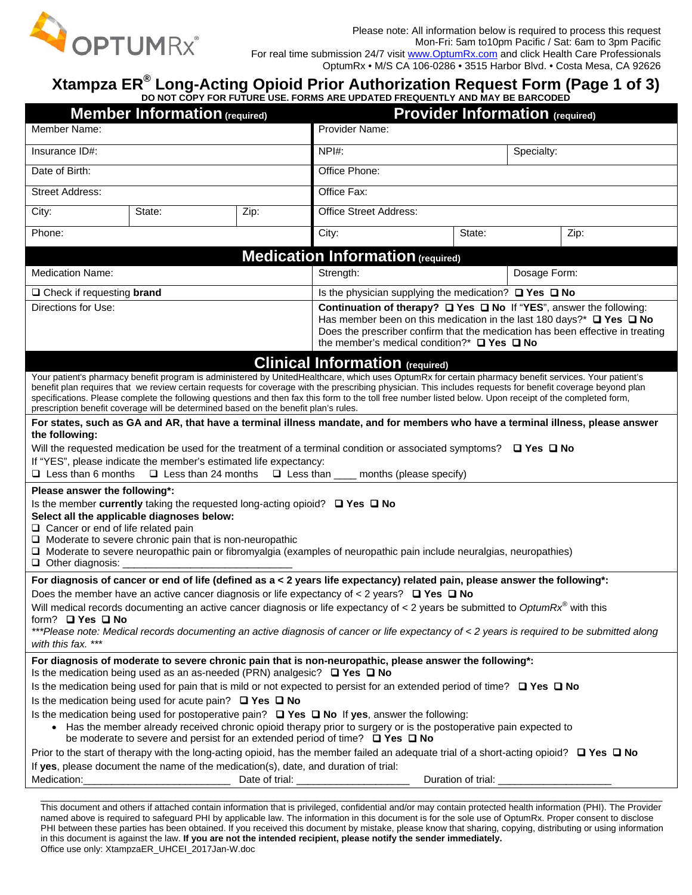OPTUMRx®

Please note: All information below is required to process this request
Mon-Fri: 5am to10pm Pacific / Sat: 6am to 3pm Pacific
For real time submission 24/7 visit www.OptumRx.com and click Health Care Professionals
OptumRx • M/S CA 106-0286 • 3515 Harbor Blvd. • Costa Mesa, CA 92626

# Xtampza ER® Long-Acting Opioid Prior Authorization Request Form (Page 1 of 3)

**DO NOT COPY FOR FUTURE USE. FORMS ARE UPDATED FREQUENTLY AND MAY BE BARCODED**

| Member Information (required) | | | Provider Information (required) | | |
|---|---|---|---|---|---|
| Member Name: | | | Provider Name: | | |
| Insurance ID#: | | | NPI#: | | Specialty: |
| Date of Birth: | | | Office Phone: | | |
| Street Address: | | | Office Fax: | | |
| City: | State: | Zip: | Office Street Address: | | |
| Phone: | | | City: | State: | Zip: |

## Medication Information (required)

| | | |
|---|---|---|
| Medication Name: | Strength: | Dosage Form: |
| ❑ Check if requesting **brand** | Is the physician supplying the medication? ❑ Yes ❑ No | |
| Directions for Use: | **Continuation of therapy?** ❑ Yes ❑ No If "YES", answer the following: Has member been on this medication in the last 180 days?* ❑ Yes ❑ No Does the prescriber confirm that the medication has been effective in treating the member's medical condition?* ❑ Yes ❑ No | |

## Clinical Information (required)

Your patient's pharmacy benefit program is administered by UnitedHealthcare, which uses OptumRx for certain pharmacy benefit services. Your patient's benefit plan requires that we review certain requests for coverage with the prescribing physician. This includes requests for benefit coverage beyond plan specifications. Please complete the following questions and then fax this form to the toll free number listed below. Upon receipt of the completed form, prescription benefit coverage will be determined based on the benefit plan's rules.

**For states, such as GA and AR, that have a terminal illness mandate, and for members who have a terminal illness, please answer the following:**

Will the requested medication be used for the treatment of a terminal condition or associated symptoms? ❑ Yes ❑ No

If "YES", please indicate the member's estimated life expectancy:

❑ Less than 6 months ❑ Less than 24 months ❑ Less than ____ months (please specify)

**Please answer the following*:**

Is the member **currently** taking the requested long-acting opioid? ❑ Yes ❑ No

**Select all the applicable diagnoses below:**

- ❑ Cancer or end of life related pain
- ❑ Moderate to severe chronic pain that is non-neuropathic
- ❑ Moderate to severe neuropathic pain or fibromyalgia (examples of neuropathic pain include neuralgias, neuropathies)
- ❑ Other diagnosis: ______________________________

**For diagnosis of cancer or end of life (defined as a < 2 years life expectancy) related pain, please answer the following*:**

Does the member have an active cancer diagnosis or life expectancy of < 2 years? ❑ Yes ❑ No

Will medical records documenting an active cancer diagnosis or life expectancy of < 2 years be submitted to *OptumRx*® with this form? ❑ Yes ❑ No

****Please note: Medical records documenting an active diagnosis of cancer or life expectancy of < 2 years is required to be submitted along with this fax. ****

**For diagnosis of moderate to severe chronic pain that is non-neuropathic, please answer the following*:**

Is the medication being used as an as-needed (PRN) analgesic? ❑ Yes ❑ No

Is the medication being used for pain that is mild or not expected to persist for an extended period of time? ❑ Yes ❑ No

Is the medication being used for acute pain? ❑ Yes ❑ No

Is the medication being used for postoperative pain? ❑ Yes ❑ No If **yes**, answer the following:

- Has the member already received chronic opioid therapy prior to surgery or is the postoperative pain expected to be moderate to severe and persist for an extended period of time? ❑ Yes ❑ No

Prior to the start of therapy with the long-acting opioid, has the member failed an adequate trial of a short-acting opioid? ❑ Yes ❑ No

If **yes**, please document the name of the medication(s), date, and duration of trial:

Medication:__________________________ Date of trial: ____________________ Duration of trial: ____________________

---

This document and others if attached contain information that is privileged, confidential and/or may contain protected health information (PHI). The Provider named above is required to safeguard PHI by applicable law. The information in this document is for the sole use of OptumRx. Proper consent to disclose PHI between these parties has been obtained. If you received this document by mistake, please know that sharing, copying, distributing or using information in this document is against the law. **If you are not the intended recipient, please notify the sender immediately.**

Office use only: XtampzaER_UHCEI_2017Jan-W.doc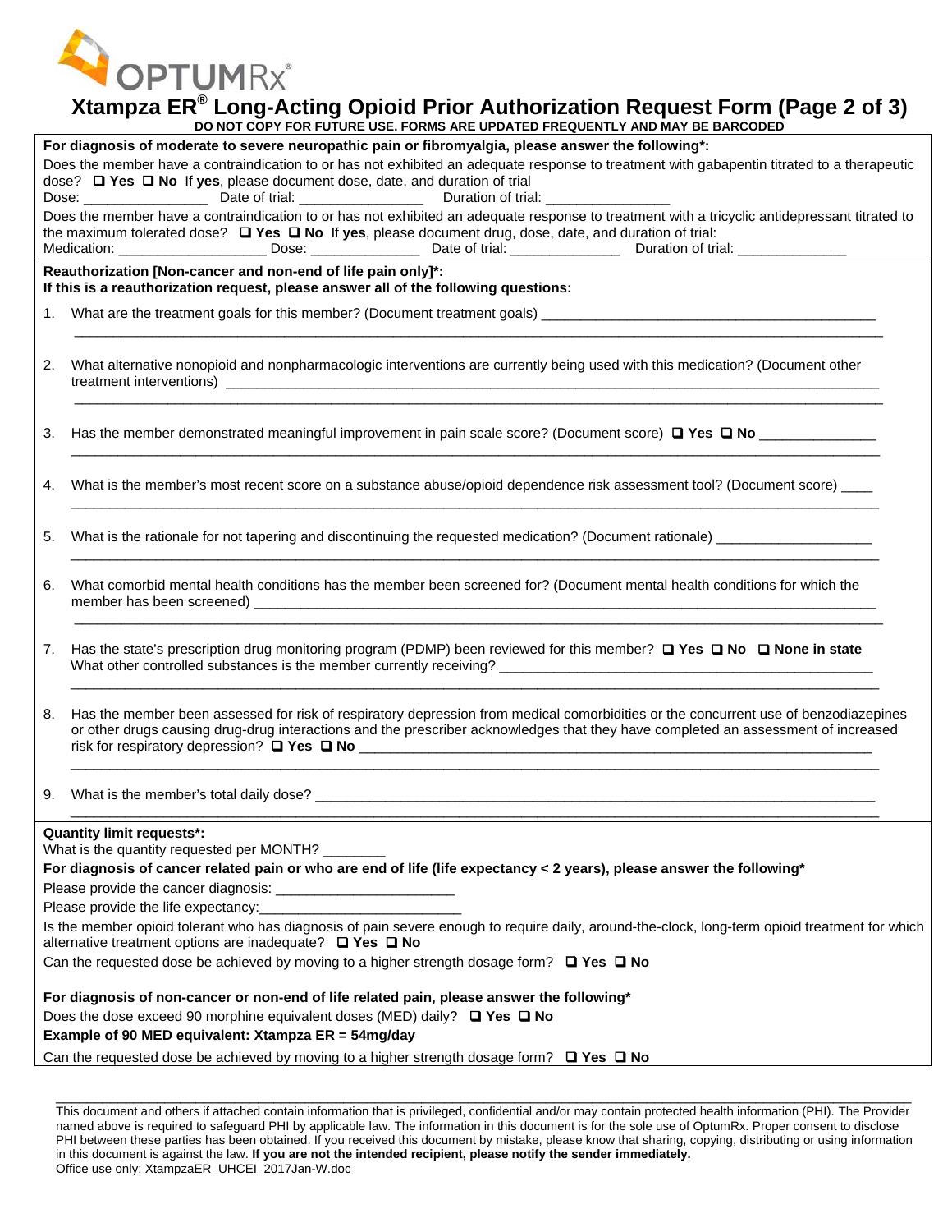# Xtampza ER® Long-Acting Opioid Prior Authorization Request Form (Page 2 of 3)

**DO NOT COPY FOR FUTURE USE. FORMS ARE UPDATED FREQUENTLY AND MAY BE BARCODED**

**For diagnosis of moderate to severe neuropathic pain or fibromyalgia, please answer the following*:**

Does the member have a contraindication to or has not exhibited an adequate response to treatment with gabapentin titrated to a therapeutic dose? ❑ **Yes** ❑ **No** If **yes**, please document dose, date, and duration of trial

Dose: ________________ Date of trial: ________________ Duration of trial: ________________

Does the member have a contraindication to or has not exhibited an adequate response to treatment with a tricyclic antidepressant titrated to the maximum tolerated dose? ❑ **Yes** ❑ **No** If **yes**, please document drug, dose, date, and duration of trial:

Medication: ___________________ Dose: ______________ Date of trial: ______________ Duration of trial: ______________

**Reauthorization [Non-cancer and non-end of life pain only]*:**
**If this is a reauthorization request, please answer all of the following questions:**

1. What are the treatment goals for this member? (Document treatment goals) ___________________________________________
2. What alternative nonopioid and nonpharmacologic interventions are currently being used with this medication? (Document other treatment interventions) ___________________________________________
3. Has the member demonstrated meaningful improvement in pain scale score? (Document score) ❑ **Yes** ❑ **No** _______________
4. What is the member's most recent score on a substance abuse/opioid dependence risk assessment tool? (Document score) ____
5. What is the rationale for not tapering and discontinuing the requested medication? (Document rationale) ____________________
6. What comorbid mental health conditions has the member been screened for? (Document mental health conditions for which the member has been screened) ___________________________________________
7. Has the state's prescription drug monitoring program (PDMP) been reviewed for this member? ❑ **Yes** ❑ **No** ❑ **None in state**
   What other controlled substances is the member currently receiving? ___________________________________________
8. Has the member been assessed for risk of respiratory depression from medical comorbidities or the concurrent use of benzodiazepines or other drugs causing drug-drug interactions and the prescriber acknowledges that they have completed an assessment of increased risk for respiratory depression? ❑ **Yes** ❑ **No** ___________________________________________
9. What is the member's total daily dose? ___________________________________________

**Quantity limit requests*:**

What is the quantity requested per MONTH? ________

**For diagnosis of cancer related pain or who are end of life (life expectancy < 2 years), please answer the following***

Please provide the cancer diagnosis: _______________________

Please provide the life expectancy:__________________________

Is the member opioid tolerant who has diagnosis of pain severe enough to require daily, around-the-clock, long-term opioid treatment for which alternative treatment options are inadequate? ❑ **Yes** ❑ **No**

Can the requested dose be achieved by moving to a higher strength dosage form? ❑ **Yes** ❑ **No**

**For diagnosis of non-cancer or non-end of life related pain, please answer the following***

Does the dose exceed 90 morphine equivalent doses (MED) daily? ❑ **Yes** ❑ **No**

**Example of 90 MED equivalent: Xtampza ER = 54mg/day**

Can the requested dose be achieved by moving to a higher strength dosage form? ❑ **Yes** ❑ **No**

---

This document and others if attached contain information that is privileged, confidential and/or may contain protected health information (PHI). The Provider named above is required to safeguard PHI by applicable law. The information in this document is for the sole use of OptumRx. Proper consent to disclose PHI between these parties has been obtained. If you received this document by mistake, please know that sharing, copying, distributing or using information in this document is against the law. **If you are not the intended recipient, please notify the sender immediately.**

Office use only: XtampzaER_UHCEI_2017Jan-W.doc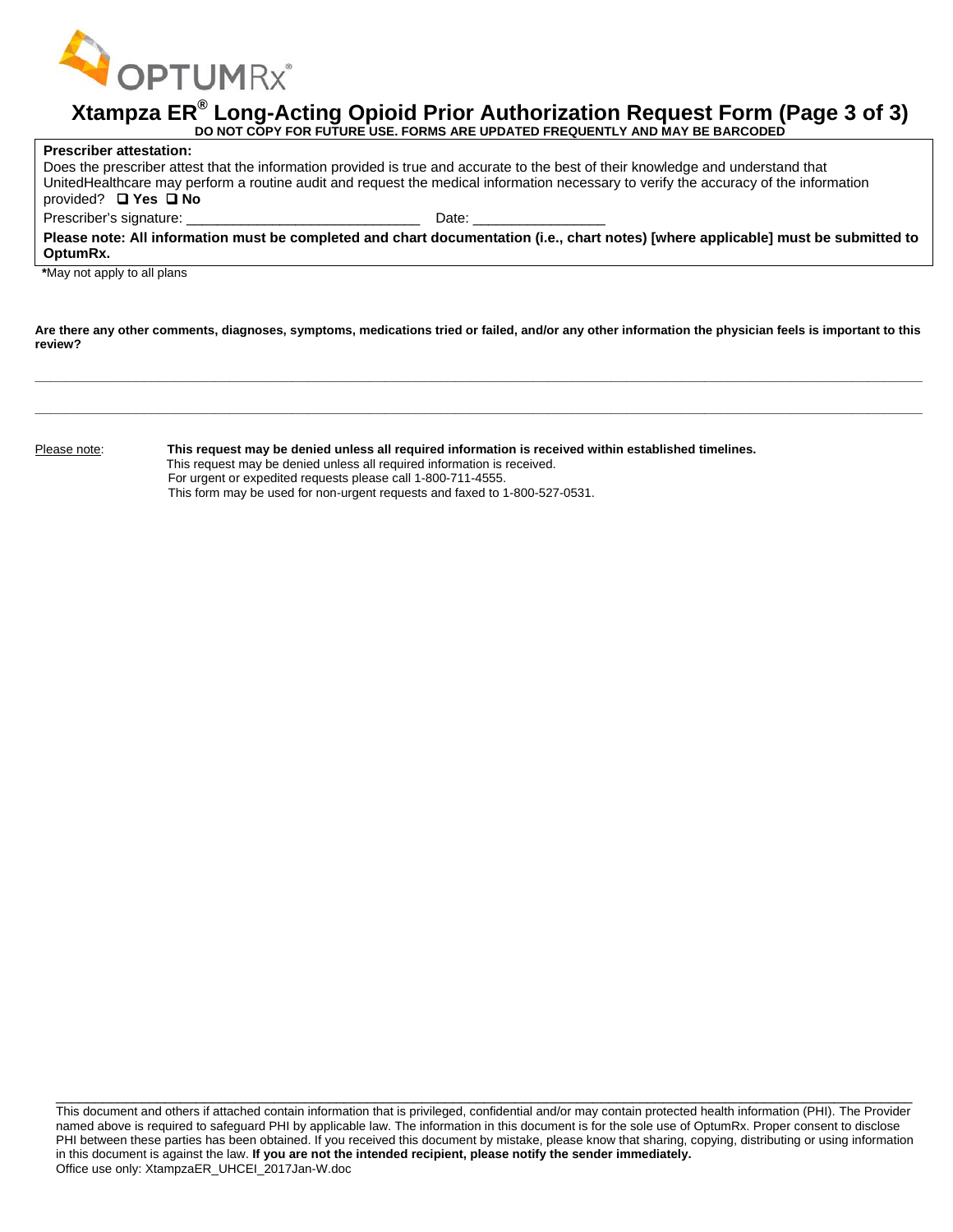# Xtampza ER® Long-Acting Opioid Prior Authorization Request Form (Page 3 of 3)

**DO NOT COPY FOR FUTURE USE. FORMS ARE UPDATED FREQUENTLY AND MAY BE BARCODED**

**Prescriber attestation:**

Does the prescriber attest that the information provided is true and accurate to the best of their knowledge and understand that UnitedHealthcare may perform a routine audit and request the medical information necessary to verify the accuracy of the information provided? ❑ **Yes** ❑ **No**

Prescriber's signature: _____________________________ Date: ________________

**Please note: All information must be completed and chart documentation (i.e., chart notes) [where applicable] must be submitted to OptumRx.**

***May not apply to all plans**

**Are there any other comments, diagnoses, symptoms, medications tried or failed, and/or any other information the physician feels is important to this review?**

_______________________________________________________________________________

_______________________________________________________________________________

Please note: **This request may be denied unless all required information is received within established timelines.**
This request may be denied unless all required information is received.
For urgent or expedited requests please call 1-800-711-4555.
This form may be used for non-urgent requests and faxed to 1-800-527-0531.

This document and others if attached contain information that is privileged, confidential and/or may contain protected health information (PHI). The Provider named above is required to safeguard PHI by applicable law. The information in this document is for the sole use of OptumRx. Proper consent to disclose PHI between these parties has been obtained. If you received this document by mistake, please know that sharing, copying, distributing or using information in this document is against the law. **If you are not the intended recipient, please notify the sender immediately.**

Office use only: XtampzaER_UHCEI_2017Jan-W.doc